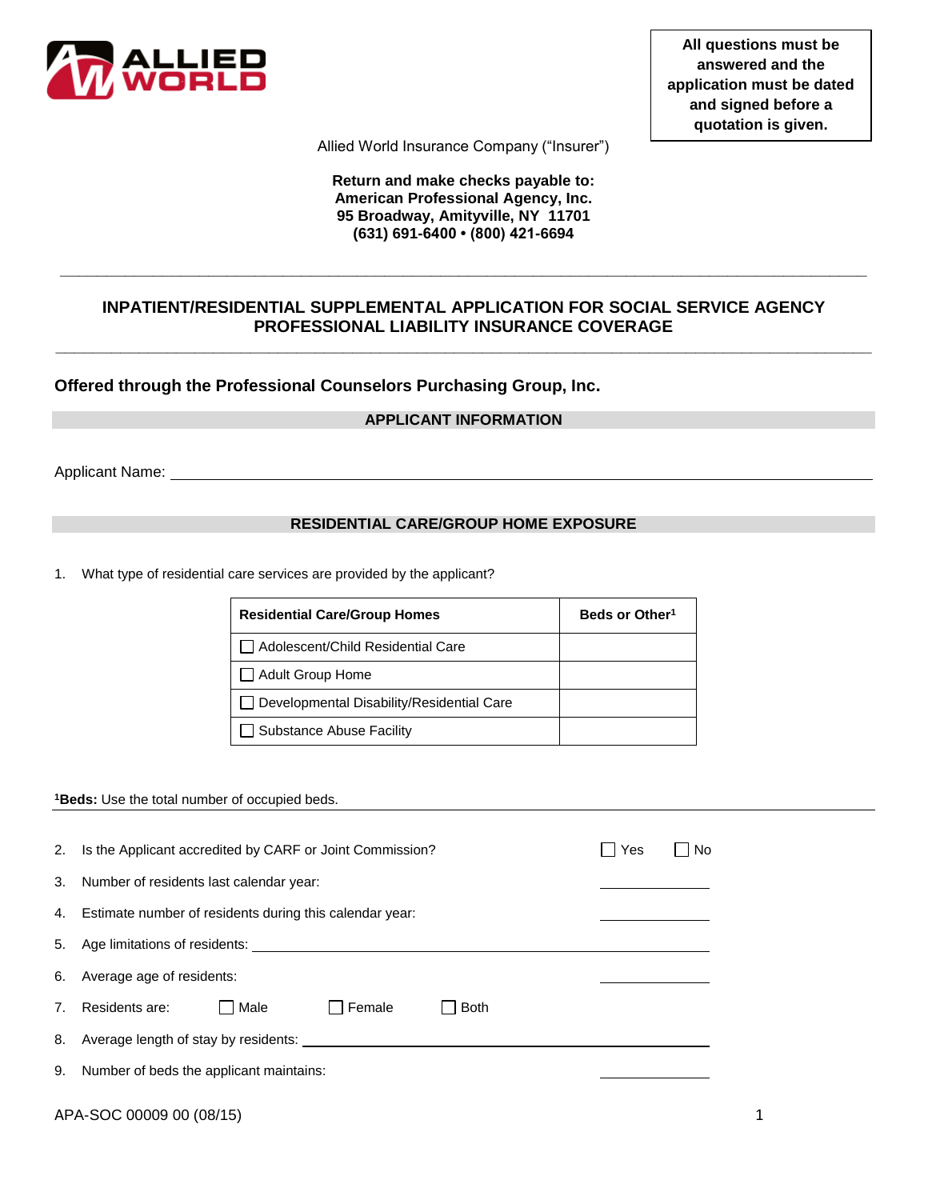ALLIED WORLD

**All questions must be answered and the application must be dated and signed before a quotation is given.**

Allied World Insurance Company ("Insurer")

**Return and make checks payable to:**
**American Professional Agency, Inc.**
**95 Broadway, Amityville, NY 11701**
**(631) 691-6400 • (800) 421-6694**

---

## INPATIENT/RESIDENTIAL SUPPLEMENTAL APPLICATION FOR SOCIAL SERVICE AGENCY PROFESSIONAL LIABILITY INSURANCE COVERAGE

---

### Offered through the Professional Counselors Purchasing Group, Inc.

#### APPLICANT INFORMATION

Applicant Name: \_\_\_\_\_\_\_\_\_\_\_\_\_\_\_\_\_\_\_\_\_\_\_\_\_\_\_\_\_\_\_\_\_\_\_\_\_\_\_\_

#### RESIDENTIAL CARE/GROUP HOME EXPOSURE

1. What type of residential care services are provided by the applicant?

| Residential Care/Group Homes | Beds or Other[1] |
|---|---|
| ☐ Adolescent/Child Residential Care | |
| ☐ Adult Group Home | |
| ☐ Developmental Disability/Residential Care | |
| ☐ Substance Abuse Facility | |

[1]**Beds:** Use the total number of occupied beds.

2. Is the Applicant accredited by CARF or Joint Commission? ☐ Yes ☐ No
3. Number of residents last calendar year: \_\_\_\_\_\_\_\_\_\_
4. Estimate number of residents during this calendar year: \_\_\_\_\_\_\_\_\_\_
5. Age limitations of residents: \_\_\_\_\_\_\_\_\_\_\_\_\_\_\_\_\_\_\_\_
6. Average age of residents: \_\_\_\_\_\_\_\_\_\_
7. Residents are: ☐ Male ☐ Female ☐ Both
8. Average length of stay by residents: \_\_\_\_\_\_\_\_\_\_\_\_\_\_\_\_\_\_\_\_
9. Number of beds the applicant maintains: \_\_\_\_\_\_\_\_\_\_

APA-SOC 00009 00 (08/15)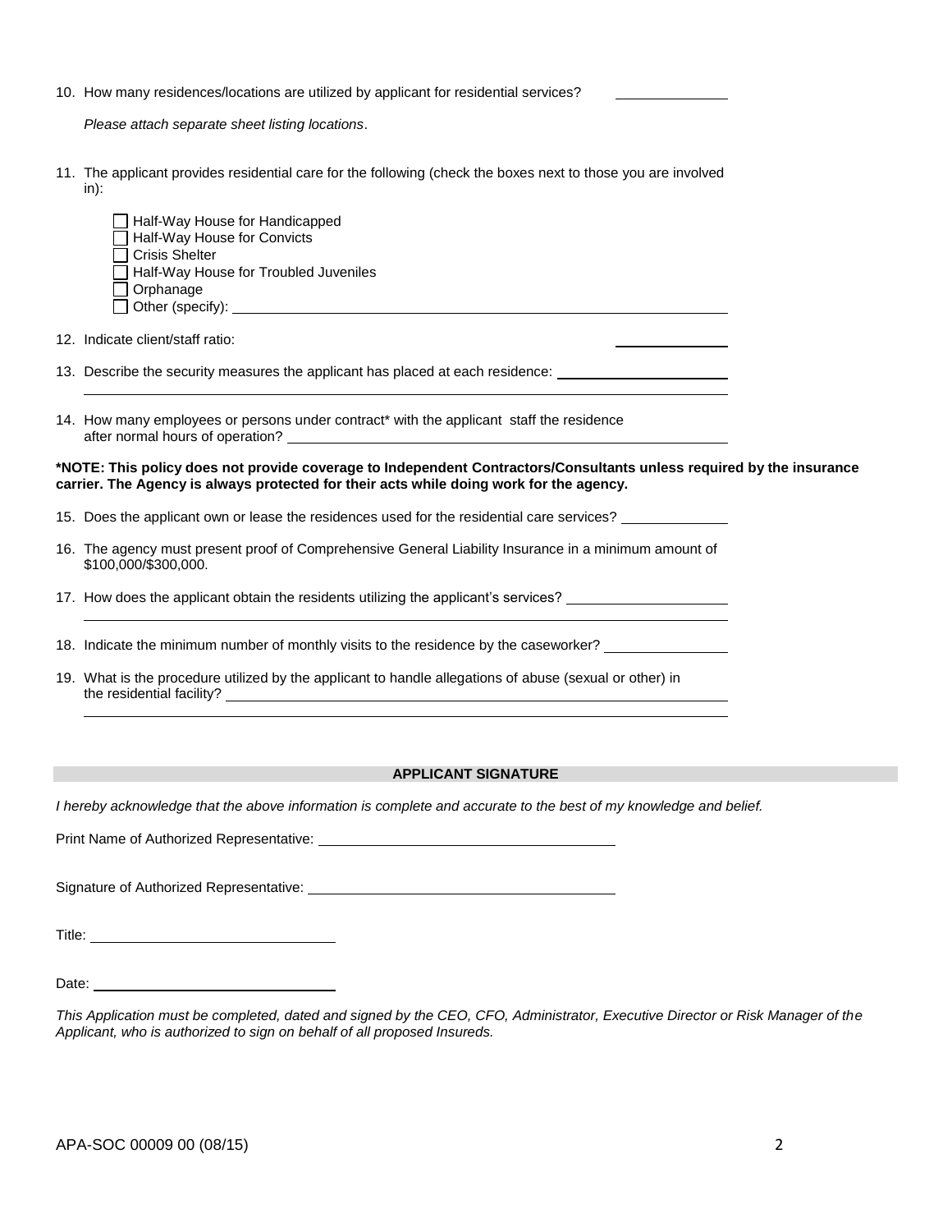10. How many residences/locations are utilized by applicant for residential services? \_\_\_\_\_\_\_\_\_\_\_\_

    *Please attach separate sheet listing locations*.

11. The applicant provides residential care for the following (check the boxes next to those you are involved in):

    - ☐ Half-Way House for Handicapped
    - ☐ Half-Way House for Convicts
    - ☐ Crisis Shelter
    - ☐ Half-Way House for Troubled Juveniles
    - ☐ Orphanage
    - ☐ Other (specify): \_\_\_\_\_\_\_\_\_\_\_\_\_\_\_\_\_\_\_\_\_\_\_\_\_\_\_\_\_\_\_\_\_\_\_\_\_\_\_\_

12. Indicate client/staff ratio: \_\_\_\_\_\_\_\_\_\_\_\_

13. Describe the security measures the applicant has placed at each residence: \_\_\_\_\_\_\_\_\_\_\_\_\_\_\_\_\_\_\_\_

    \_\_\_\_\_\_\_\_\_\_\_\_\_\_\_\_\_\_\_\_\_\_\_\_\_\_\_\_\_\_\_\_\_\_\_\_\_\_\_\_\_\_\_\_\_\_\_\_\_\_\_\_\_\_\_\_\_\_\_\_\_\_\_\_\_\_\_\_\_\_

14. How many employees or persons under contract* with the applicant staff the residence after normal hours of operation? \_\_\_\_\_\_\_\_\_\_\_\_\_\_\_\_\_\_\_\_\_\_\_\_\_\_\_\_\_\_\_\_\_\_\_\_\_\_\_\_

**\*NOTE: This policy does not provide coverage to Independent Contractors/Consultants unless required by the insurance carrier. The Agency is always protected for their acts while doing work for the agency.**

15. Does the applicant own or lease the residences used for the residential care services? \_\_\_\_\_\_\_\_\_\_\_\_

16. The agency must present proof of Comprehensive General Liability Insurance in a minimum amount of \$100,000/\$300,000.

17. How does the applicant obtain the residents utilizing the applicant's services? \_\_\_\_\_\_\_\_\_\_\_\_\_\_\_\_\_\_\_\_

    \_\_\_\_\_\_\_\_\_\_\_\_\_\_\_\_\_\_\_\_\_\_\_\_\_\_\_\_\_\_\_\_\_\_\_\_\_\_\_\_\_\_\_\_\_\_\_\_\_\_\_\_\_\_\_\_\_\_\_\_\_\_\_\_\_\_\_\_\_\_

18. Indicate the minimum number of monthly visits to the residence by the caseworker? \_\_\_\_\_\_\_\_\_\_\_\_

19. What is the procedure utilized by the applicant to handle allegations of abuse (sexual or other) in the residential facility? \_\_\_\_\_\_\_\_\_\_\_\_\_\_\_\_\_\_\_\_\_\_\_\_\_\_\_\_\_\_\_\_\_\_\_\_\_\_\_\_

    \_\_\_\_\_\_\_\_\_\_\_\_\_\_\_\_\_\_\_\_\_\_\_\_\_\_\_\_\_\_\_\_\_\_\_\_\_\_\_\_\_\_\_\_\_\_\_\_\_\_\_\_\_\_\_\_\_\_\_\_\_\_\_\_\_\_\_\_\_\_

## APPLICANT SIGNATURE

*I hereby acknowledge that the above information is complete and accurate to the best of my knowledge and belief.*

Print Name of Authorized Representative: \_\_\_\_\_\_\_\_\_\_\_\_\_\_\_\_\_\_\_\_\_\_\_\_\_\_\_\_\_\_

Signature of Authorized Representative: \_\_\_\_\_\_\_\_\_\_\_\_\_\_\_\_\_\_\_\_\_\_\_\_\_\_\_\_\_\_

Title: \_\_\_\_\_\_\_\_\_\_\_\_\_\_\_\_\_\_\_\_\_\_\_\_

Date: \_\_\_\_\_\_\_\_\_\_\_\_\_\_\_\_\_\_\_\_\_\_\_\_

*This Application must be completed, dated and signed by the CEO, CFO, Administrator, Executive Director or Risk Manager of the Applicant, who is authorized to sign on behalf of all proposed Insureds.*

APA-SOC 00009 00 (08/15)